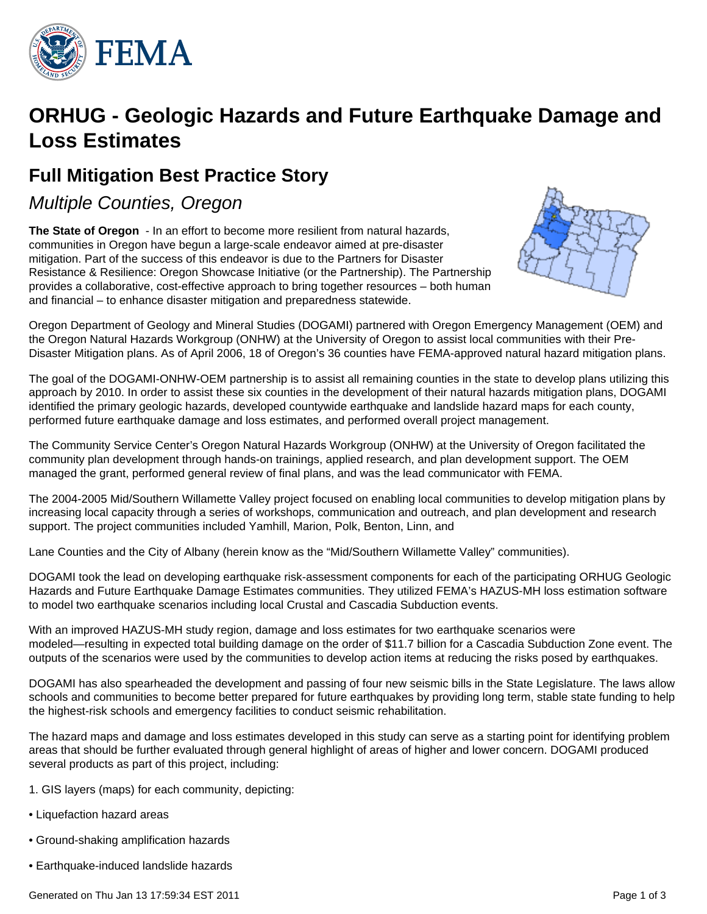# ORHUG - Geologic Hazards and Future Earthquake Damage and Loss Estimates

## Full Mitigation Best Practice Story

*Multiple Counties, Oregon*

**The State of Oregon** - In an effort to become more resilient from natural hazards, communities in Oregon have begun a large-scale endeavor aimed at pre-disaster mitigation. Part of the success of this endeavor is due to the Partners for Disaster Resistance & Resilience: Oregon Showcase Initiative (or the Partnership). The Partnership provides a collaborative, cost-effective approach to bring together resources – both human and financial – to enhance disaster mitigation and preparedness statewide.

Oregon Department of Geology and Mineral Studies (DOGAMI) partnered with Oregon Emergency Management (OEM) and the Oregon Natural Hazards Workgroup (ONHW) at the University of Oregon to assist local communities with their Pre-Disaster Mitigation plans. As of April 2006, 18 of Oregon's 36 counties have FEMA-approved natural hazard mitigation plans.

The goal of the DOGAMI-ONHW-OEM partnership is to assist all remaining counties in the state to develop plans utilizing this approach by 2010. In order to assist these six counties in the development of their natural hazards mitigation plans, DOGAMI identified the primary geologic hazards, developed countywide earthquake and landslide hazard maps for each county, performed future earthquake damage and loss estimates, and performed overall project management.

The Community Service Center's Oregon Natural Hazards Workgroup (ONHW) at the University of Oregon facilitated the community plan development through hands-on trainings, applied research, and plan development support. The OEM managed the grant, performed general review of final plans, and was the lead communicator with FEMA.

The 2004-2005 Mid/Southern Willamette Valley project focused on enabling local communities to develop mitigation plans by increasing local capacity through a series of workshops, communication and outreach, and plan development and research support. The project communities included Yamhill, Marion, Polk, Benton, Linn, and

Lane Counties and the City of Albany (herein know as the "Mid/Southern Willamette Valley" communities).

DOGAMI took the lead on developing earthquake risk-assessment components for each of the participating ORHUG Geologic Hazards and Future Earthquake Damage Estimates communities. They utilized FEMA's HAZUS-MH loss estimation software to model two earthquake scenarios including local Crustal and Cascadia Subduction events.

With an improved HAZUS-MH study region, damage and loss estimates for two earthquake scenarios were modeled—resulting in expected total building damage on the order of $11.7 billion for a Cascadia Subduction Zone event. The outputs of the scenarios were used by the communities to develop action items at reducing the risks posed by earthquakes.

DOGAMI has also spearheaded the development and passing of four new seismic bills in the State Legislature. The laws allow schools and communities to become better prepared for future earthquakes by providing long term, stable state funding to help the highest-risk schools and emergency facilities to conduct seismic rehabilitation.

The hazard maps and damage and loss estimates developed in this study can serve as a starting point for identifying problem areas that should be further evaluated through general highlight of areas of higher and lower concern. DOGAMI produced several products as part of this project, including:

1. GIS layers (maps) for each community, depicting:

• Liquefaction hazard areas

• Ground-shaking amplification hazards

• Earthquake-induced landslide hazards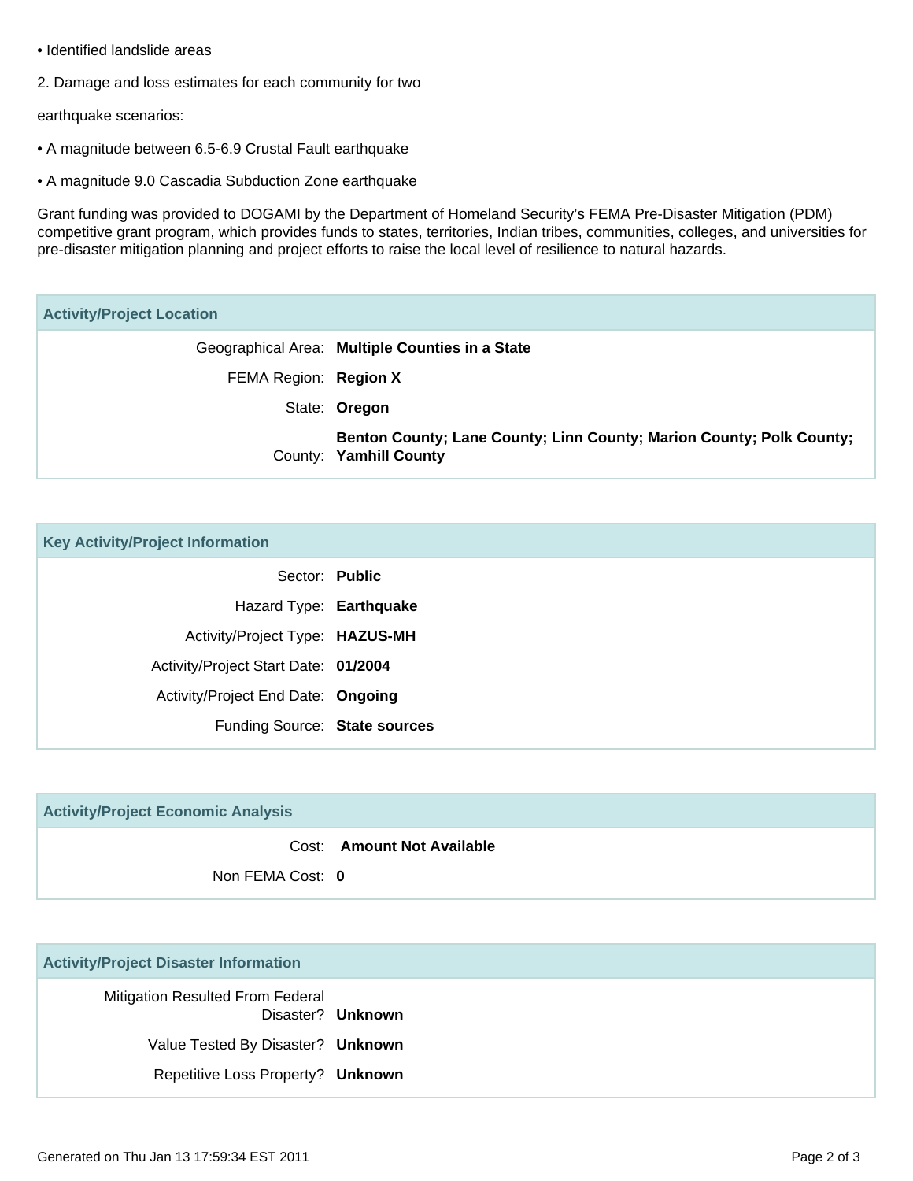- Identified landslide areas

2. Damage and loss estimates for each community for two

earthquake scenarios:

- A magnitude between 6.5-6.9 Crustal Fault earthquake
- A magnitude 9.0 Cascadia Subduction Zone earthquake

Grant funding was provided to DOGAMI by the Department of Homeland Security's FEMA Pre-Disaster Mitigation (PDM) competitive grant program, which provides funds to states, territories, Indian tribes, communities, colleges, and universities for pre-disaster mitigation planning and project efforts to raise the local level of resilience to natural hazards.

## Activity/Project Location

| | |
|---|---|
| Geographical Area: | **Multiple Counties in a State** |
| FEMA Region: | **Region X** |
| State: | **Oregon** |
| County: | **Benton County; Lane County; Linn County; Marion County; Polk County; Yamhill County** |

## Key Activity/Project Information

| | |
|---|---|
| Sector: | **Public** |
| Hazard Type: | **Earthquake** |
| Activity/Project Type: | **HAZUS-MH** |
| Activity/Project Start Date: | **01/2004** |
| Activity/Project End Date: | **Ongoing** |
| Funding Source: | **State sources** |

## Activity/Project Economic Analysis

| | |
|---|---|
| Cost: | **Amount Not Available** |
| Non FEMA Cost: | **0** |

## Activity/Project Disaster Information

| | |
|---|---|
| Mitigation Resulted From Federal Disaster? | **Unknown** |
| Value Tested By Disaster? | **Unknown** |
| Repetitive Loss Property? | **Unknown** |

Generated on Thu Jan 13 17:59:34 EST 2011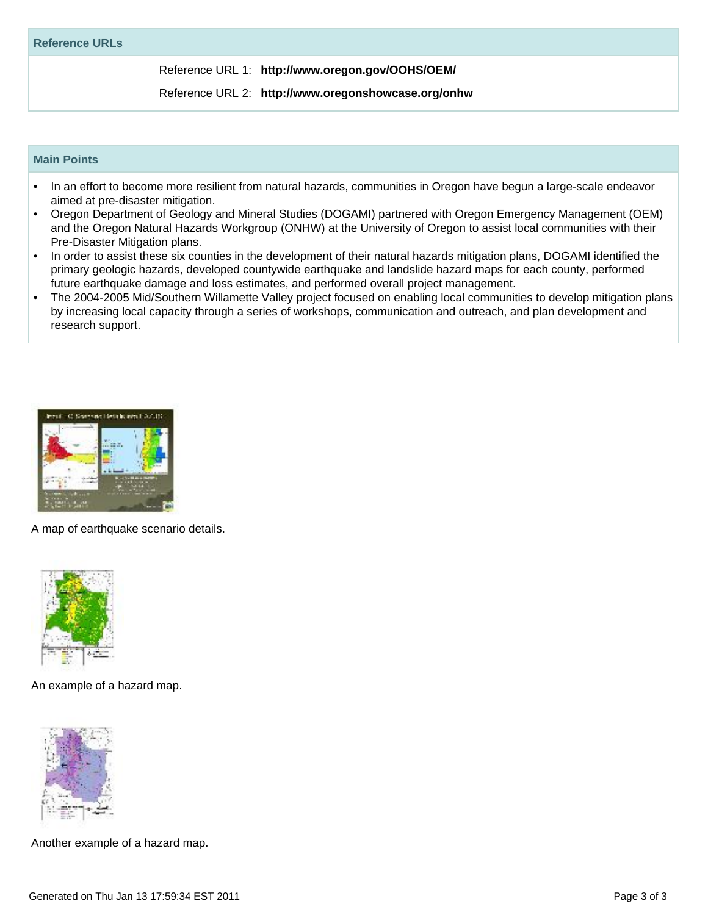## Reference URLs

Reference URL 1: **http://www.oregon.gov/OOHS/OEM/**

Reference URL 2: **http://www.oregonshowcase.org/onhw**

## Main Points

- In an effort to become more resilient from natural hazards, communities in Oregon have begun a large-scale endeavor aimed at pre-disaster mitigation.
- Oregon Department of Geology and Mineral Studies (DOGAMI) partnered with Oregon Emergency Management (OEM) and the Oregon Natural Hazards Workgroup (ONHW) at the University of Oregon to assist local communities with their Pre-Disaster Mitigation plans.
- In order to assist these six counties in the development of their natural hazards mitigation plans, DOGAMI identified the primary geologic hazards, developed countywide earthquake and landslide hazard maps for each county, performed future earthquake damage and loss estimates, and performed overall project management.
- The 2004-2005 Mid/Southern Willamette Valley project focused on enabling local communities to develop mitigation plans by increasing local capacity through a series of workshops, communication and outreach, and plan development and research support.

A map of earthquake scenario details.

An example of a hazard map.

Another example of a hazard map.

Generated on Thu Jan 13 17:59:34 EST 2011